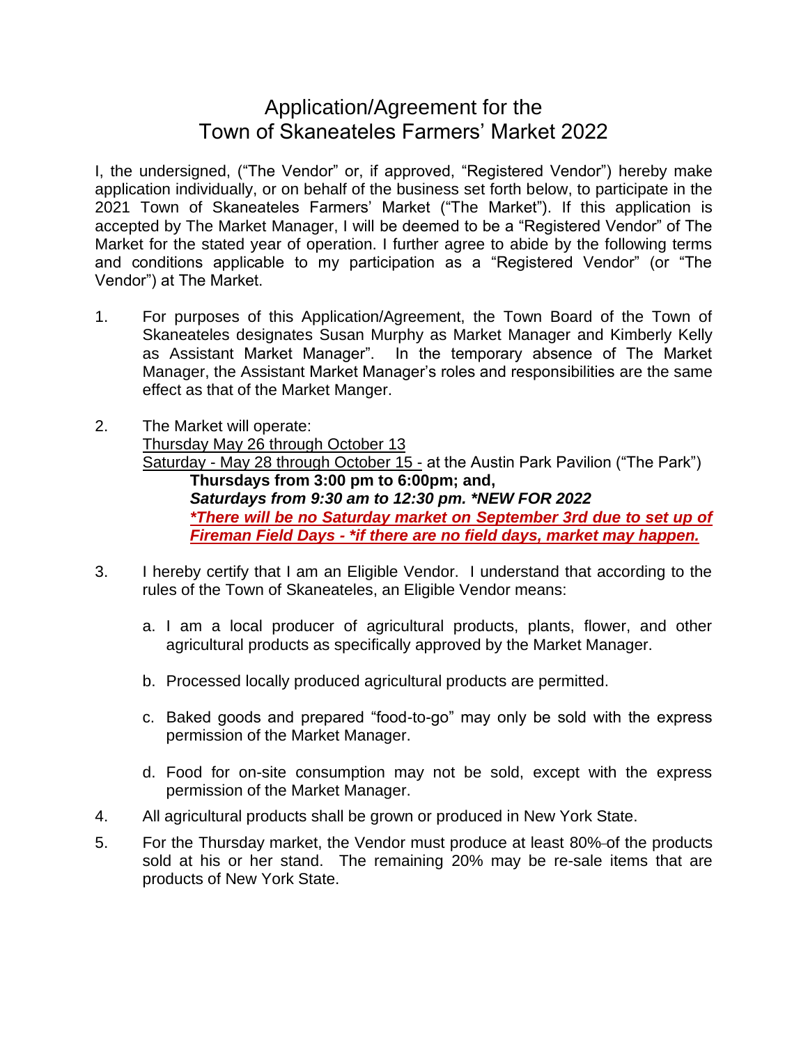# Application/Agreement for the Town of Skaneateles Farmers' Market 2022

I, the undersigned, ("The Vendor" or, if approved, "Registered Vendor") hereby make application individually, or on behalf of the business set forth below, to participate in the 2021 Town of Skaneateles Farmers' Market ("The Market"). If this application is accepted by The Market Manager, I will be deemed to be a "Registered Vendor" of The Market for the stated year of operation. I further agree to abide by the following terms and conditions applicable to my participation as a "Registered Vendor" (or "The Vendor") at The Market.

1. For purposes of this Application/Agreement, the Town Board of the Town of Skaneateles designates Susan Murphy as Market Manager and Kimberly Kelly as Assistant Market Manager". In the temporary absence of The Market Manager, the Assistant Market Manager's roles and responsibilities are the same effect as that of the Market Manger.

2. The Market will operate:
   <u>Thursday May 26 through October 13</u>
   <u>Saturday - May 28 through October 15 -</u> at the Austin Park Pavilion ("The Park")
   **Thursdays from 3:00 pm to 6:00pm; and,**
   ***Saturdays from 9:30 am to 12:30 pm. *NEW FOR 2022***
   ***<u>*There will be no Saturday market on September 3rd due to set up of Fireman Field Days - *if there are no field days, market may happen.</u>***

3. I hereby certify that I am an Eligible Vendor. I understand that according to the rules of the Town of Skaneateles, an Eligible Vendor means:

   a. I am a local producer of agricultural products, plants, flower, and other agricultural products as specifically approved by the Market Manager.

   b. Processed locally produced agricultural products are permitted.

   c. Baked goods and prepared "food-to-go" may only be sold with the express permission of the Market Manager.

   d. Food for on-site consumption may not be sold, except with the express permission of the Market Manager.

4. All agricultural products shall be grown or produced in New York State.

5. For the Thursday market, the Vendor must produce at least 80% of the products sold at his or her stand. The remaining 20% may be re-sale items that are products of New York State.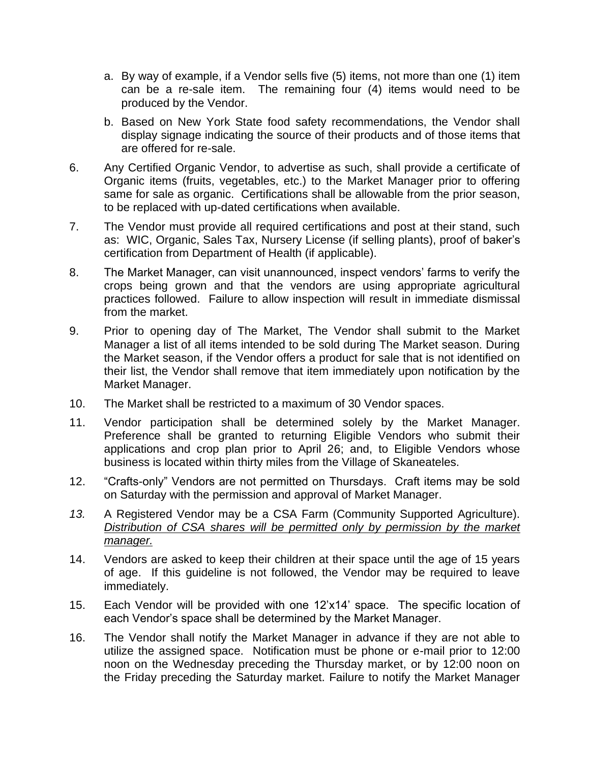a. By way of example, if a Vendor sells five (5) items, not more than one (1) item can be a re-sale item. The remaining four (4) items would need to be produced by the Vendor.

   b. Based on New York State food safety recommendations, the Vendor shall display signage indicating the source of their products and of those items that are offered for re-sale.

6. Any Certified Organic Vendor, to advertise as such, shall provide a certificate of Organic items (fruits, vegetables, etc.) to the Market Manager prior to offering same for sale as organic. Certifications shall be allowable from the prior season, to be replaced with up-dated certifications when available.

7. The Vendor must provide all required certifications and post at their stand, such as: WIC, Organic, Sales Tax, Nursery License (if selling plants), proof of baker's certification from Department of Health (if applicable).

8. The Market Manager, can visit unannounced, inspect vendors' farms to verify the crops being grown and that the vendors are using appropriate agricultural practices followed. Failure to allow inspection will result in immediate dismissal from the market.

9. Prior to opening day of The Market, The Vendor shall submit to the Market Manager a list of all items intended to be sold during The Market season. During the Market season, if the Vendor offers a product for sale that is not identified on their list, the Vendor shall remove that item immediately upon notification by the Market Manager.

10. The Market shall be restricted to a maximum of 30 Vendor spaces.

11. Vendor participation shall be determined solely by the Market Manager. Preference shall be granted to returning Eligible Vendors who submit their applications and crop plan prior to April 26; and, to Eligible Vendors whose business is located within thirty miles from the Village of Skaneateles.

12. "Crafts-only" Vendors are not permitted on Thursdays. Craft items may be sold on Saturday with the permission and approval of Market Manager.

13. A Registered Vendor may be a CSA Farm (Community Supported Agriculture). *<u>Distribution of CSA shares will be permitted only by permission by the market manager.</u>*

14. Vendors are asked to keep their children at their space until the age of 15 years of age. If this guideline is not followed, the Vendor may be required to leave immediately.

15. Each Vendor will be provided with one 12'x14' space. The specific location of each Vendor's space shall be determined by the Market Manager.

16. The Vendor shall notify the Market Manager in advance if they are not able to utilize the assigned space. Notification must be phone or e-mail prior to 12:00 noon on the Wednesday preceding the Thursday market, or by 12:00 noon on the Friday preceding the Saturday market. Failure to notify the Market Manager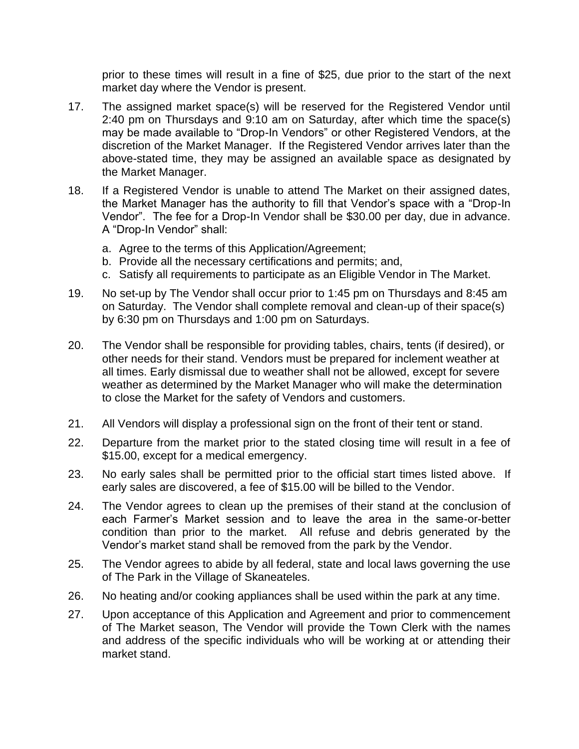prior to these times will result in a fine of $25, due prior to the start of the next market day where the Vendor is present.

17. The assigned market space(s) will be reserved for the Registered Vendor until 2:40 pm on Thursdays and 9:10 am on Saturday, after which time the space(s) may be made available to "Drop-In Vendors" or other Registered Vendors, at the discretion of the Market Manager. If the Registered Vendor arrives later than the above-stated time, they may be assigned an available space as designated by the Market Manager.

18. If a Registered Vendor is unable to attend The Market on their assigned dates, the Market Manager has the authority to fill that Vendor's space with a "Drop-In Vendor". The fee for a Drop-In Vendor shall be $30.00 per day, due in advance. A "Drop-In Vendor" shall:

    a. Agree to the terms of this Application/Agreement;
    b. Provide all the necessary certifications and permits; and,
    c. Satisfy all requirements to participate as an Eligible Vendor in The Market.

19. No set-up by The Vendor shall occur prior to 1:45 pm on Thursdays and 8:45 am on Saturday. The Vendor shall complete removal and clean-up of their space(s) by 6:30 pm on Thursdays and 1:00 pm on Saturdays.

20. The Vendor shall be responsible for providing tables, chairs, tents (if desired), or other needs for their stand. Vendors must be prepared for inclement weather at all times. Early dismissal due to weather shall not be allowed, except for severe weather as determined by the Market Manager who will make the determination to close the Market for the safety of Vendors and customers.

21. All Vendors will display a professional sign on the front of their tent or stand.

22. Departure from the market prior to the stated closing time will result in a fee of $15.00, except for a medical emergency.

23. No early sales shall be permitted prior to the official start times listed above. If early sales are discovered, a fee of $15.00 will be billed to the Vendor.

24. The Vendor agrees to clean up the premises of their stand at the conclusion of each Farmer's Market session and to leave the area in the same-or-better condition than prior to the market. All refuse and debris generated by the Vendor's market stand shall be removed from the park by the Vendor.

25. The Vendor agrees to abide by all federal, state and local laws governing the use of The Park in the Village of Skaneateles.

26. No heating and/or cooking appliances shall be used within the park at any time.

27. Upon acceptance of this Application and Agreement and prior to commencement of The Market season, The Vendor will provide the Town Clerk with the names and address of the specific individuals who will be working at or attending their market stand.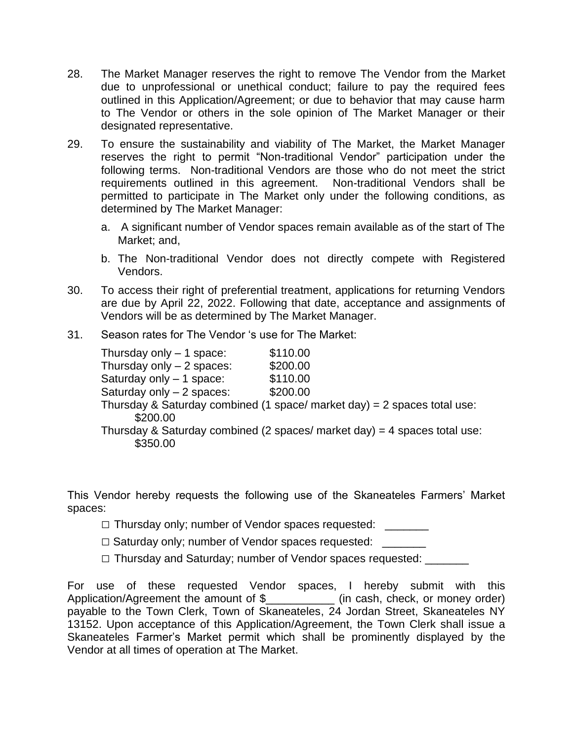28. The Market Manager reserves the right to remove The Vendor from the Market due to unprofessional or unethical conduct; failure to pay the required fees outlined in this Application/Agreement; or due to behavior that may cause harm to The Vendor or others in the sole opinion of The Market Manager or their designated representative.

29. To ensure the sustainability and viability of The Market, the Market Manager reserves the right to permit "Non-traditional Vendor" participation under the following terms. Non-traditional Vendors are those who do not meet the strict requirements outlined in this agreement. Non-traditional Vendors shall be permitted to participate in The Market only under the following conditions, as determined by The Market Manager:

    a. A significant number of Vendor spaces remain available as of the start of The Market; and,

    b. The Non-traditional Vendor does not directly compete with Registered Vendors.

30. To access their right of preferential treatment, applications for returning Vendors are due by April 22, 2022. Following that date, acceptance and assignments of Vendors will be as determined by The Market Manager.

31. Season rates for The Vendor 's use for The Market:

    Thursday only – 1 space: $110.00
    Thursday only – 2 spaces: $200.00
    Saturday only – 1 space: $110.00
    Saturday only – 2 spaces: $200.00
    Thursday & Saturday combined (1 space/ market day) = 2 spaces total use: $200.00
    Thursday & Saturday combined (2 spaces/ market day) = 4 spaces total use: $350.00

This Vendor hereby requests the following use of the Skaneateles Farmers' Market spaces:

□ Thursday only; number of Vendor spaces requested: _______

□ Saturday only; number of Vendor spaces requested: _______

□ Thursday and Saturday; number of Vendor spaces requested: _______

For use of these requested Vendor spaces, I hereby submit with this Application/Agreement the amount of $___________ (in cash, check, or money order) payable to the Town Clerk, Town of Skaneateles, 24 Jordan Street, Skaneateles NY 13152. Upon acceptance of this Application/Agreement, the Town Clerk shall issue a Skaneateles Farmer's Market permit which shall be prominently displayed by the Vendor at all times of operation at The Market.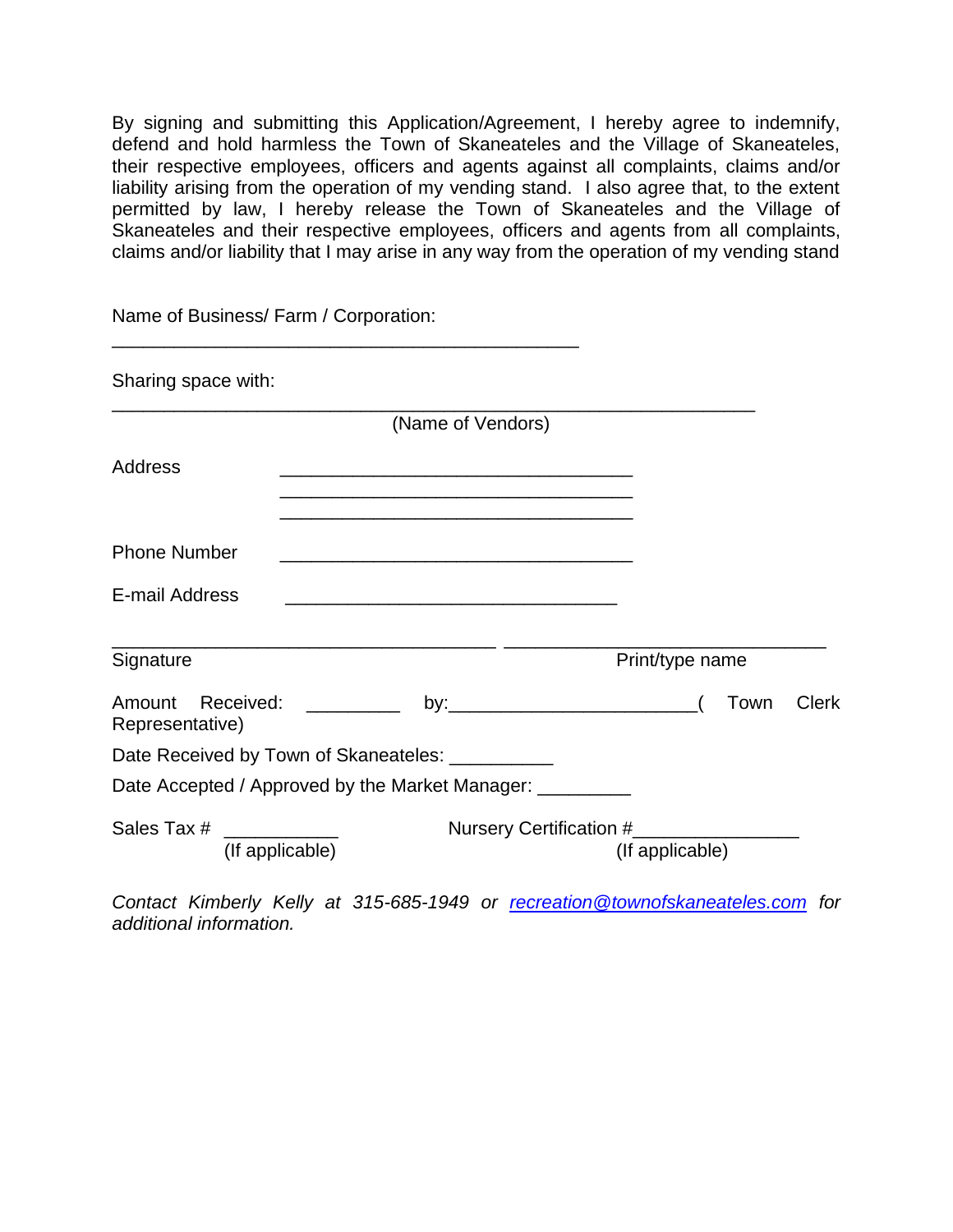By signing and submitting this Application/Agreement, I hereby agree to indemnify, defend and hold harmless the Town of Skaneateles and the Village of Skaneateles, their respective employees, officers and agents against all complaints, claims and/or liability arising from the operation of my vending stand. I also agree that, to the extent permitted by law, I hereby release the Town of Skaneateles and the Village of Skaneateles and their respective employees, officers and agents from all complaints, claims and/or liability that I may arise in any way from the operation of my vending stand

Name of Business/ Farm / Corporation:

_____________________________________________

Sharing space with:

______________________________________________________________

(Name of Vendors)

Address ___________________________________

___________________________________

___________________________________

Phone Number ___________________________________

E-mail Address ________________________________

_____________________________________ _______________________________

Signature Print/type name

Amount Received: _________ by:________________________( Town Clerk Representative)

Date Received by Town of Skaneateles: __________

Date Accepted / Approved by the Market Manager: _________

Sales Tax # ___________ (If applicable) Nursery Certification #________________ (If applicable)

*Contact Kimberly Kelly at 315-685-1949 or recreation@townofskaneateles.com for additional information.*